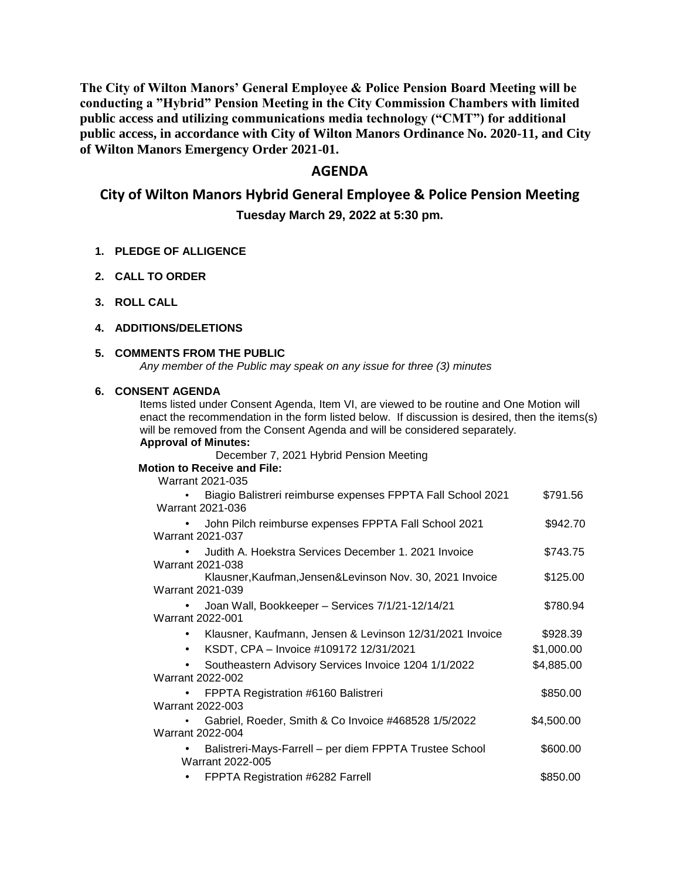**The City of Wilton Manors' General Employee & Police Pension Board Meeting will be conducting a "Hybrid" Pension Meeting in the City Commission Chambers with limited public access and utilizing communications media technology ("CMT") for additional public access, in accordance with City of Wilton Manors Ordinance No. 2020-11, and City of Wilton Manors Emergency Order 2021-01.**

# AGENDA

## City of Wilton Manors Hybrid General Employee & Police Pension Meeting

**Tuesday March 29, 2022 at 5:30 pm.**

1. **PLEDGE OF ALLIGENCE**
2. **CALL TO ORDER**
3. **ROLL CALL**
4. **ADDITIONS/DELETIONS**
5. **COMMENTS FROM THE PUBLIC**

   *Any member of the Public may speak on any issue for three (3) minutes*

6. **CONSENT AGENDA**

   Items listed under Consent Agenda, Item VI, are viewed to be routine and One Motion will enact the recommendation in the form listed below. If discussion is desired, then the items(s) will be removed from the Consent Agenda and will be considered separately.

   **Approval of Minutes:**

   December 7, 2021 Hybrid Pension Meeting

   **Motion to Receive and File:**

   Warrant 2021-035
   - Biagio Balistreri reimburse expenses FPPTA Fall School 2021 — $791.56

   Warrant 2021-036
   - John Pilch reimburse expenses FPPTA Fall School 2021 — $942.70

   Warrant 2021-037
   - Judith A. Hoekstra Services December 1. 2021 Invoice — $743.75

   Warrant 2021-038

   Klausner,Kaufman,Jensen&Levinson Nov. 30, 2021 Invoice — $125.00

   Warrant 2021-039
   - Joan Wall, Bookkeeper – Services 7/1/21-12/14/21 — $780.94

   Warrant 2022-001
   - Klausner, Kaufmann, Jensen & Levinson 12/31/2021 Invoice — $928.39
   - KSDT, CPA – Invoice #109172 12/31/2021 — $1,000.00
   - Southeastern Advisory Services Invoice 1204 1/1/2022 — $4,885.00

   Warrant 2022-002
   - FPPTA Registration #6160 Balistreri — $850.00

   Warrant 2022-003
   - Gabriel, Roeder, Smith & Co Invoice #468528 1/5/2022 — $4,500.00

   Warrant 2022-004
   - Balistreri-Mays-Farrell – per diem FPPTA Trustee School — $600.00

   Warrant 2022-005
   - FPPTA Registration #6282 Farrell — $850.00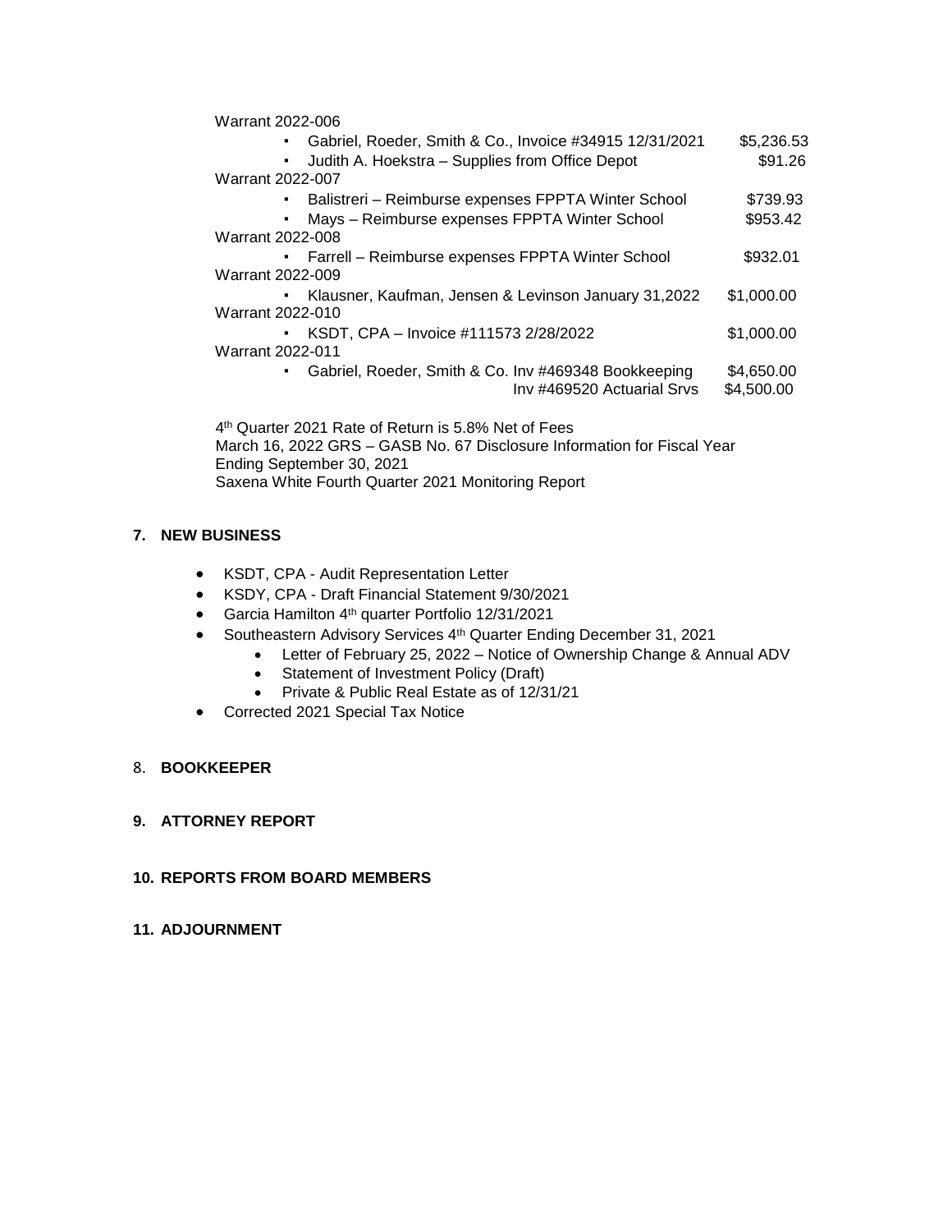Warrant 2022-006

- Gabriel, Roeder, Smith & Co., Invoice #34915 12/31/2021 — $5,236.53
- Judith A. Hoekstra – Supplies from Office Depot — $91.26

Warrant 2022-007

- Balistreri – Reimburse expenses FPPTA Winter School — $739.93
- Mays – Reimburse expenses FPPTA Winter School — $953.42

Warrant 2022-008

- Farrell – Reimburse expenses FPPTA Winter School — $932.01

Warrant 2022-009

- Klausner, Kaufman, Jensen & Levinson January 31,2022 — $1,000.00

Warrant 2022-010

- KSDT, CPA – Invoice #111573 2/28/2022 — $1,000.00

Warrant 2022-011

- Gabriel, Roeder, Smith & Co. Inv #469348 Bookkeeping — $4,650.00
  Inv #469520 Actuarial Srvs — $4,500.00

4th Quarter 2021 Rate of Return is 5.8% Net of Fees
March 16, 2022 GRS – GASB No. 67 Disclosure Information for Fiscal Year Ending September 30, 2021
Saxena White Fourth Quarter 2021 Monitoring Report

## 7. NEW BUSINESS

- KSDT, CPA - Audit Representation Letter
- KSDY, CPA - Draft Financial Statement 9/30/2021
- Garcia Hamilton 4th quarter Portfolio 12/31/2021
- Southeastern Advisory Services 4th Quarter Ending December 31, 2021
  - Letter of February 25, 2022 – Notice of Ownership Change & Annual ADV
  - Statement of Investment Policy (Draft)
  - Private & Public Real Estate as of 12/31/21
- Corrected 2021 Special Tax Notice

## 8. BOOKKEEPER

## 9. ATTORNEY REPORT

## 10. REPORTS FROM BOARD MEMBERS

## 11. ADJOURNMENT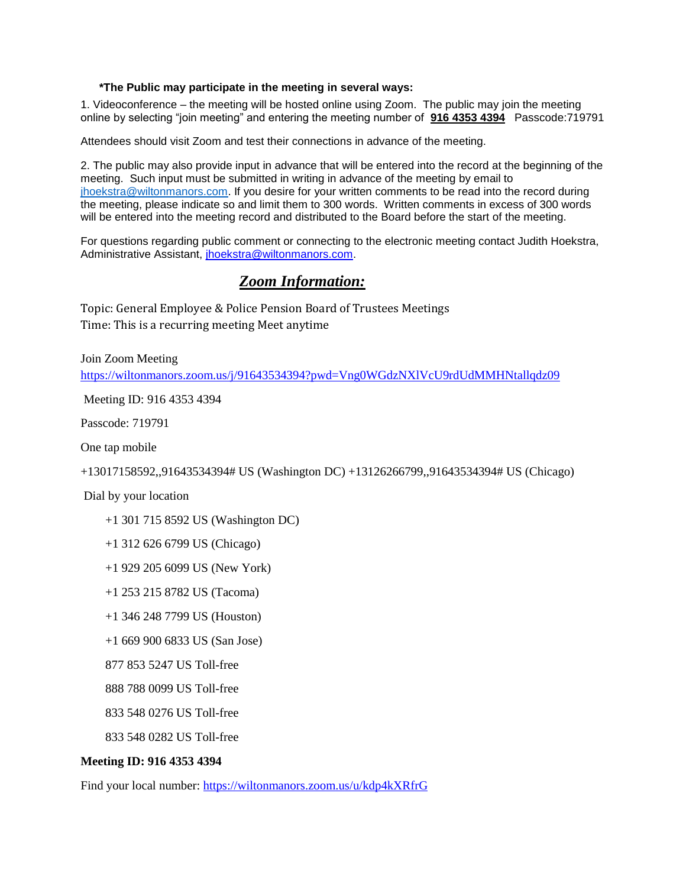**\*The Public may participate in the meeting in several ways:**

1. Videoconference – the meeting will be hosted online using Zoom. The public may join the meeting online by selecting "join meeting" and entering the meeting number of **916 4353 4394** Passcode:719791

Attendees should visit Zoom and test their connections in advance of the meeting.

2. The public may also provide input in advance that will be entered into the record at the beginning of the meeting. Such input must be submitted in writing in advance of the meeting by email to jhoekstra@wiltonmanors.com. If you desire for your written comments to be read into the record during the meeting, please indicate so and limit them to 300 words. Written comments in excess of 300 words will be entered into the meeting record and distributed to the Board before the start of the meeting.

For questions regarding public comment or connecting to the electronic meeting contact Judith Hoekstra, Administrative Assistant, jhoekstra@wiltonmanors.com.

## *Zoom Information:*

Topic: General Employee & Police Pension Board of Trustees Meetings
Time: This is a recurring meeting Meet anytime

Join Zoom Meeting
https://wiltonmanors.zoom.us/j/91643534394?pwd=Vng0WGdzNXlVcU9rdUdMMHNtallqdz09

Meeting ID: 916 4353 4394

Passcode: 719791

One tap mobile

+13017158592,,91643534394# US (Washington DC) +13126266799,,91643534394# US (Chicago)

Dial by your location

+1 301 715 8592 US (Washington DC)

+1 312 626 6799 US (Chicago)

+1 929 205 6099 US (New York)

+1 253 215 8782 US (Tacoma)

+1 346 248 7799 US (Houston)

+1 669 900 6833 US (San Jose)

877 853 5247 US Toll-free

888 788 0099 US Toll-free

833 548 0276 US Toll-free

833 548 0282 US Toll-free

**Meeting ID: 916 4353 4394**

Find your local number: https://wiltonmanors.zoom.us/u/kdp4kXRfrG